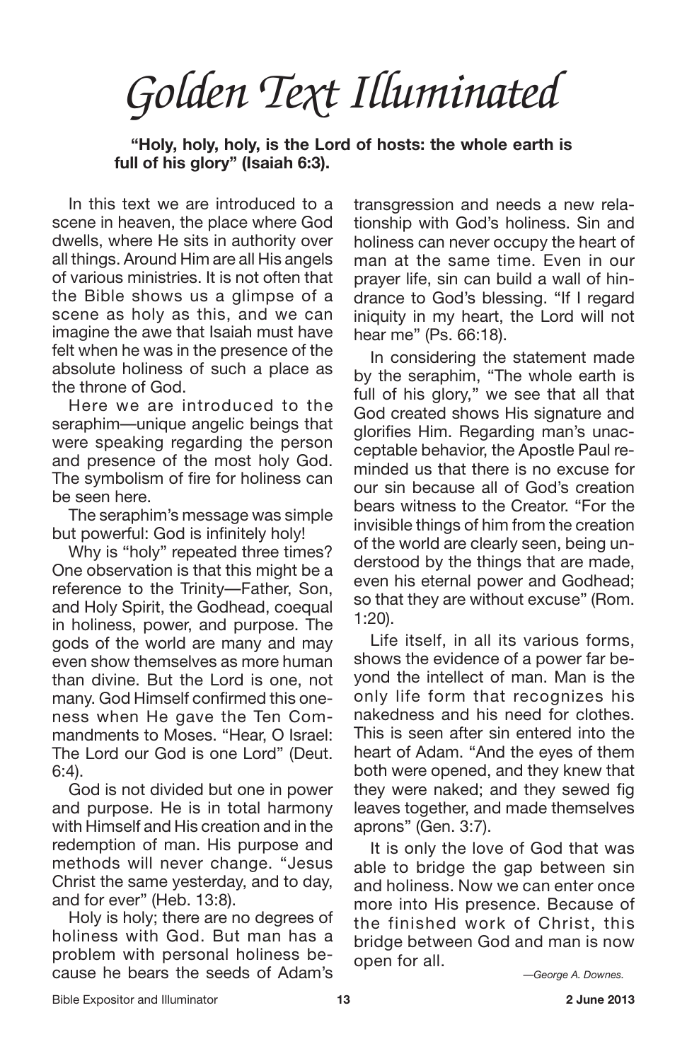# Golden Text Illuminated

**"Holy, holy, holy, is the Lord of hosts: the whole earth is full of his glory" (Isaiah 6:3).**

In this text we are introduced to a scene in heaven, the place where God dwells, where He sits in authority over all things. Around Him are all His angels of various ministries. It is not often that the Bible shows us a glimpse of a scene as holy as this, and we can imagine the awe that Isaiah must have felt when he was in the presence of the absolute holiness of such a place as the throne of God.

Here we are introduced to the seraphim—unique angelic beings that were speaking regarding the person and presence of the most holy God. The symbolism of fire for holiness can be seen here.

The seraphim's message was simple but powerful: God is infinitely holy!

Why is "holy" repeated three times? One observation is that this might be a reference to the Trinity—Father, Son, and Holy Spirit, the Godhead, coequal in holiness, power, and purpose. The gods of the world are many and may even show themselves as more human than divine. But the Lord is one, not many. God Himself confirmed this oneness when He gave the Ten Commandments to Moses. "Hear, O Israel: The Lord our God is one Lord" (Deut. 6:4).

God is not divided but one in power and purpose. He is in total harmony with Himself and His creation and in the redemption of man. His purpose and methods will never change. "Jesus Christ the same yesterday, and to day, and for ever" (Heb. 13:8).

Holy is holy; there are no degrees of holiness with God. But man has a problem with personal holiness because he bears the seeds of Adam's transgression and needs a new relationship with God's holiness. Sin and holiness can never occupy the heart of man at the same time. Even in our prayer life, sin can build a wall of hindrance to God's blessing. "If I regard iniquity in my heart, the Lord will not hear me" (Ps. 66:18).

In considering the statement made by the seraphim, "The whole earth is full of his glory," we see that all that God created shows His signature and glorifies Him. Regarding man's unacceptable behavior, the Apostle Paul reminded us that there is no excuse for our sin because all of God's creation bears witness to the Creator. "For the invisible things of him from the creation of the world are clearly seen, being understood by the things that are made, even his eternal power and Godhead; so that they are without excuse" (Rom. 1:20).

Life itself, in all its various forms, shows the evidence of a power far beyond the intellect of man. Man is the only life form that recognizes his nakedness and his need for clothes. This is seen after sin entered into the heart of Adam. "And the eyes of them both were opened, and they knew that they were naked; and they sewed fig leaves together, and made themselves aprons" (Gen. 3:7).

It is only the love of God that was able to bridge the gap between sin and holiness. Now we can enter once more into His presence. Because of the finished work of Christ, this bridge between God and man is now open for all.

*—George A. Downes.*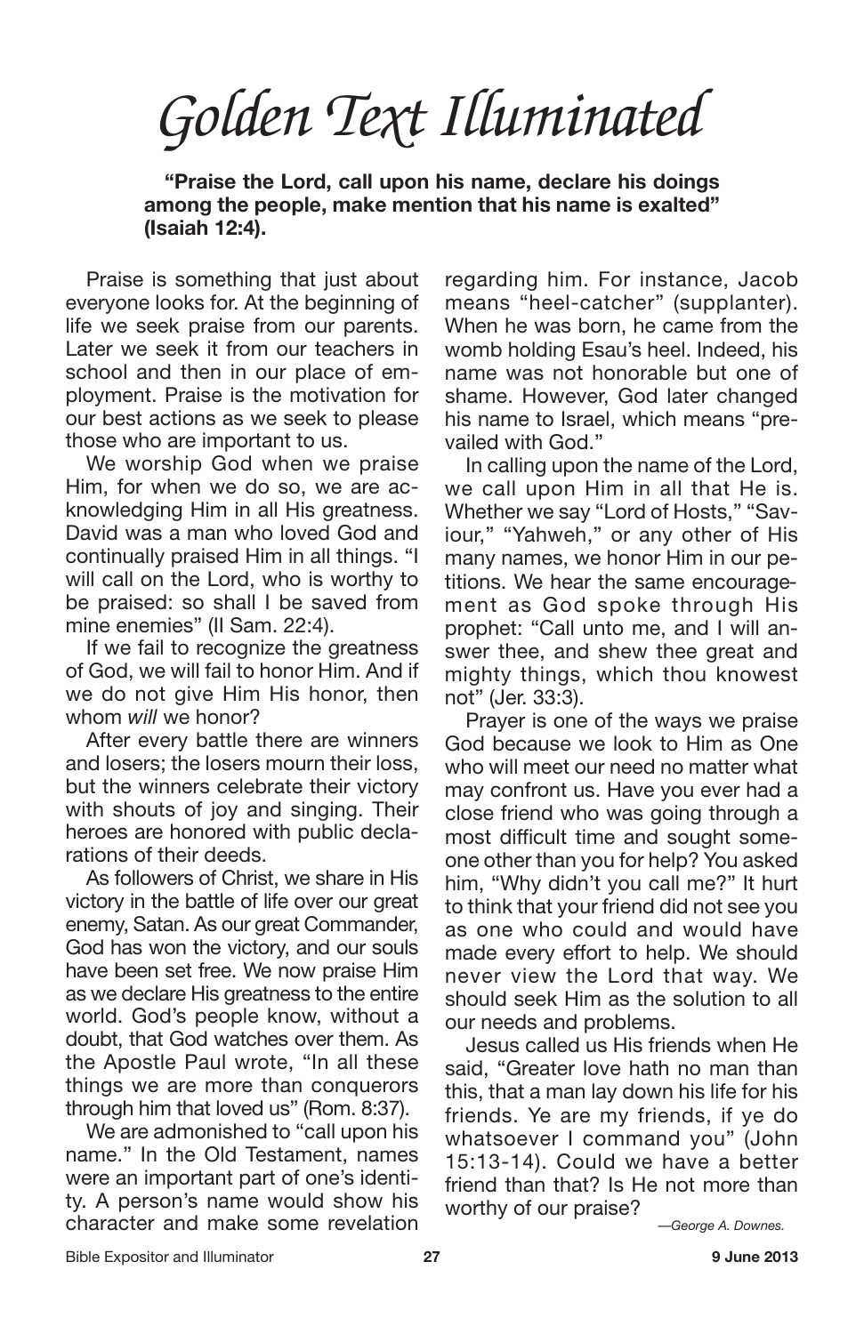# Golden Text Illuminated

**"Praise the Lord, call upon his name, declare his doings among the people, make mention that his name is exalted" (Isaiah 12:4).**

Praise is something that just about everyone looks for. At the beginning of life we seek praise from our parents. Later we seek it from our teachers in school and then in our place of employment. Praise is the motivation for our best actions as we seek to please those who are important to us.

We worship God when we praise Him, for when we do so, we are acknowledging Him in all His greatness. David was a man who loved God and continually praised Him in all things. "I will call on the Lord, who is worthy to be praised: so shall I be saved from mine enemies" (II Sam. 22:4).

If we fail to recognize the greatness of God, we will fail to honor Him. And if we do not give Him His honor, then whom *will* we honor?

After every battle there are winners and losers; the losers mourn their loss, but the winners celebrate their victory with shouts of joy and singing. Their heroes are honored with public declarations of their deeds.

As followers of Christ, we share in His victory in the battle of life over our great enemy, Satan. As our great Commander, God has won the victory, and our souls have been set free. We now praise Him as we declare His greatness to the entire world. God's people know, without a doubt, that God watches over them. As the Apostle Paul wrote, "In all these things we are more than conquerors through him that loved us" (Rom. 8:37).

We are admonished to "call upon his name." In the Old Testament, names were an important part of one's identity. A person's name would show his character and make some revelation regarding him. For instance, Jacob means "heel-catcher" (supplanter). When he was born, he came from the womb holding Esau's heel. Indeed, his name was not honorable but one of shame. However, God later changed his name to Israel, which means "prevailed with God."

In calling upon the name of the Lord, we call upon Him in all that He is. Whether we say "Lord of Hosts," "Saviour," "Yahweh," or any other of His many names, we honor Him in our petitions. We hear the same encouragement as God spoke through His prophet: "Call unto me, and I will answer thee, and shew thee great and mighty things, which thou knowest not" (Jer. 33:3).

Prayer is one of the ways we praise God because we look to Him as One who will meet our need no matter what may confront us. Have you ever had a close friend who was going through a most difficult time and sought someone other than you for help? You asked him, "Why didn't you call me?" It hurt to think that your friend did not see you as one who could and would have made every effort to help. We should never view the Lord that way. We should seek Him as the solution to all our needs and problems.

Jesus called us His friends when He said, "Greater love hath no man than this, that a man lay down his life for his friends. Ye are my friends, if ye do whatsoever I command you" (John 15:13-14). Could we have a better friend than that? Is He not more than worthy of our praise?

*—George A. Downes.*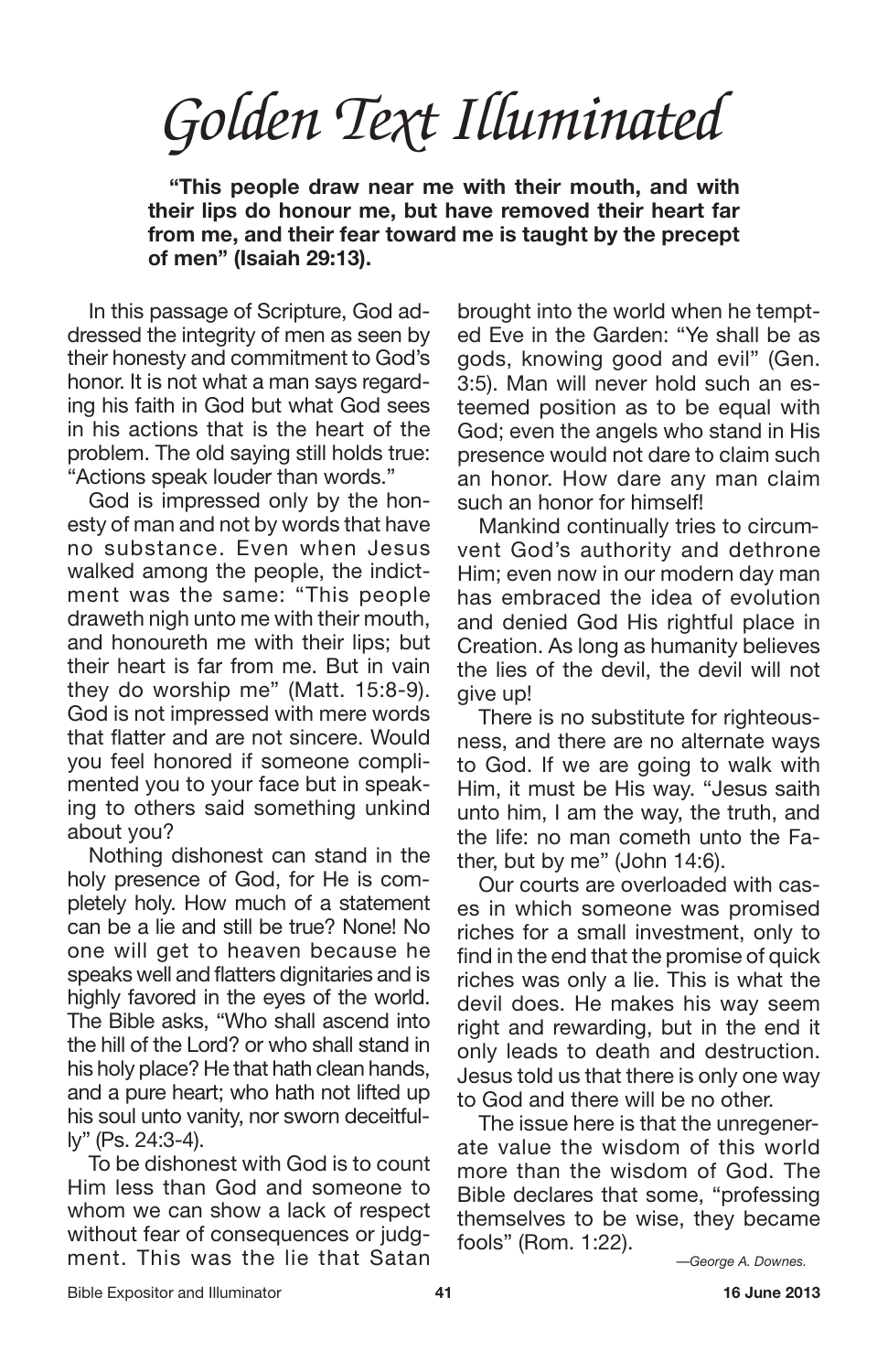# *Golden Text Illuminated*

**"This people draw near me with their mouth, and with their lips do honour me, but have removed their heart far from me, and their fear toward me is taught by the precept of men" (Isaiah 29:13).**

In this passage of Scripture, God addressed the integrity of men as seen by their honesty and commitment to God's honor. It is not what a man says regarding his faith in God but what God sees in his actions that is the heart of the problem. The old saying still holds true: "Actions speak louder than words."

God is impressed only by the honesty of man and not by words that have no substance. Even when Jesus walked among the people, the indictment was the same: "This people draweth nigh unto me with their mouth, and honoureth me with their lips; but their heart is far from me. But in vain they do worship me" (Matt. 15:8-9). God is not impressed with mere words that flatter and are not sincere. Would you feel honored if someone complimented you to your face but in speaking to others said something unkind about you?

Nothing dishonest can stand in the holy presence of God, for He is completely holy. How much of a statement can be a lie and still be true? None! No one will get to heaven because he speaks well and flatters dignitaries and is highly favored in the eyes of the world. The Bible asks, "Who shall ascend into the hill of the Lord? or who shall stand in his holy place? He that hath clean hands, and a pure heart; who hath not lifted up his soul unto vanity, nor sworn deceitfully" (Ps. 24:3-4).

To be dishonest with God is to count Him less than God and someone to whom we can show a lack of respect without fear of consequences or judgment. This was the lie that Satan brought into the world when he tempted Eve in the Garden: "Ye shall be as gods, knowing good and evil" (Gen. 3:5). Man will never hold such an esteemed position as to be equal with God; even the angels who stand in His presence would not dare to claim such an honor. How dare any man claim such an honor for himself!

Mankind continually tries to circumvent God's authority and dethrone Him; even now in our modern day man has embraced the idea of evolution and denied God His rightful place in Creation. As long as humanity believes the lies of the devil, the devil will not give up!

There is no substitute for righteousness, and there are no alternate ways to God. If we are going to walk with Him, it must be His way. "Jesus saith unto him, I am the way, the truth, and the life: no man cometh unto the Father, but by me" (John 14:6).

Our courts are overloaded with cases in which someone was promised riches for a small investment, only to find in the end that the promise of quick riches was only a lie. This is what the devil does. He makes his way seem right and rewarding, but in the end it only leads to death and destruction. Jesus told us that there is only one way to God and there will be no other.

The issue here is that the unregenerate value the wisdom of this world more than the wisdom of God. The Bible declares that some, "professing themselves to be wise, they became fools" (Rom. 1:22).

*—George A. Downes.*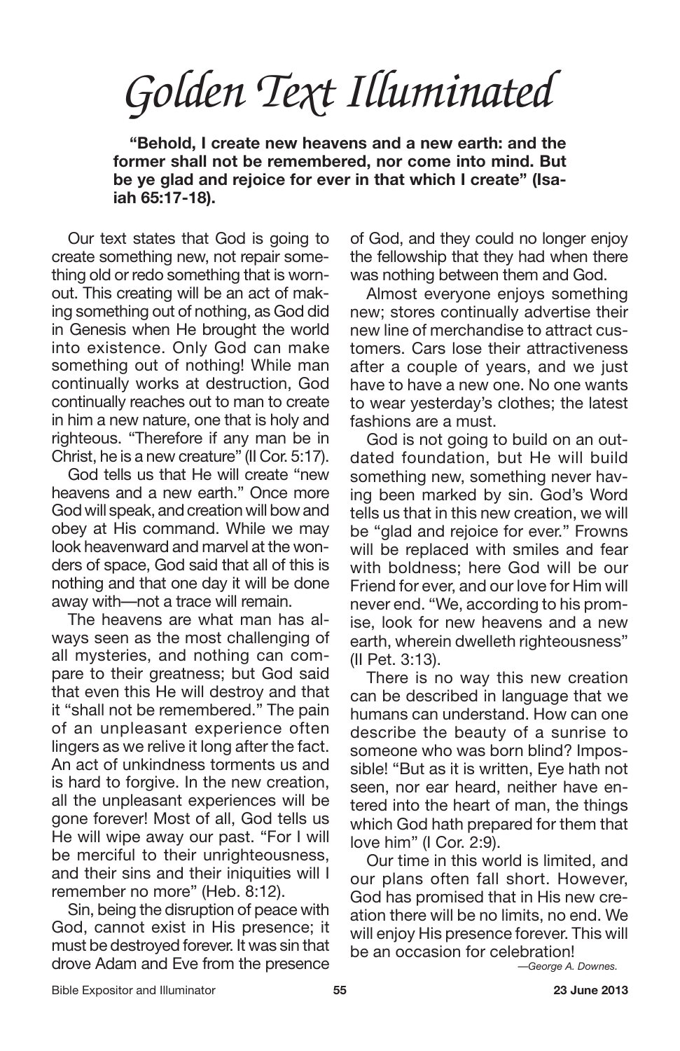# Golden Text Illuminated

**"Behold, I create new heavens and a new earth: and the former shall not be remembered, nor come into mind. But be ye glad and rejoice for ever in that which I create" (Isaiah 65:17-18).**

Our text states that God is going to create something new, not repair something old or redo something that is worn-out. This creating will be an act of making something out of nothing, as God did in Genesis when He brought the world into existence. Only God can make something out of nothing! While man continually works at destruction, God continually reaches out to man to create in him a new nature, one that is holy and righteous. "Therefore if any man be in Christ, he is a new creature" (II Cor. 5:17).

God tells us that He will create "new heavens and a new earth." Once more God will speak, and creation will bow and obey at His command. While we may look heavenward and marvel at the wonders of space, God said that all of this is nothing and that one day it will be done away with—not a trace will remain.

The heavens are what man has always seen as the most challenging of all mysteries, and nothing can compare to their greatness; but God said that even this He will destroy and that it "shall not be remembered." The pain of an unpleasant experience often lingers as we relive it long after the fact. An act of unkindness torments us and is hard to forgive. In the new creation, all the unpleasant experiences will be gone forever! Most of all, God tells us He will wipe away our past. "For I will be merciful to their unrighteousness, and their sins and their iniquities will I remember no more" (Heb. 8:12).

Sin, being the disruption of peace with God, cannot exist in His presence; it must be destroyed forever. It was sin that drove Adam and Eve from the presence of God, and they could no longer enjoy the fellowship that they had when there was nothing between them and God.

Almost everyone enjoys something new; stores continually advertise their new line of merchandise to attract customers. Cars lose their attractiveness after a couple of years, and we just have to have a new one. No one wants to wear yesterday's clothes; the latest fashions are a must.

God is not going to build on an outdated foundation, but He will build something new, something never having been marked by sin. God's Word tells us that in this new creation, we will be "glad and rejoice for ever." Frowns will be replaced with smiles and fear with boldness; here God will be our Friend for ever, and our love for Him will never end. "We, according to his promise, look for new heavens and a new earth, wherein dwelleth righteousness" (II Pet. 3:13).

There is no way this new creation can be described in language that we humans can understand. How can one describe the beauty of a sunrise to someone who was born blind? Impossible! "But as it is written, Eye hath not seen, nor ear heard, neither have entered into the heart of man, the things which God hath prepared for them that love him" (I Cor. 2:9).

Our time in this world is limited, and our plans often fall short. However, God has promised that in His new creation there will be no limits, no end. We will enjoy His presence forever. This will be an occasion for celebration!

*—George A. Downes.*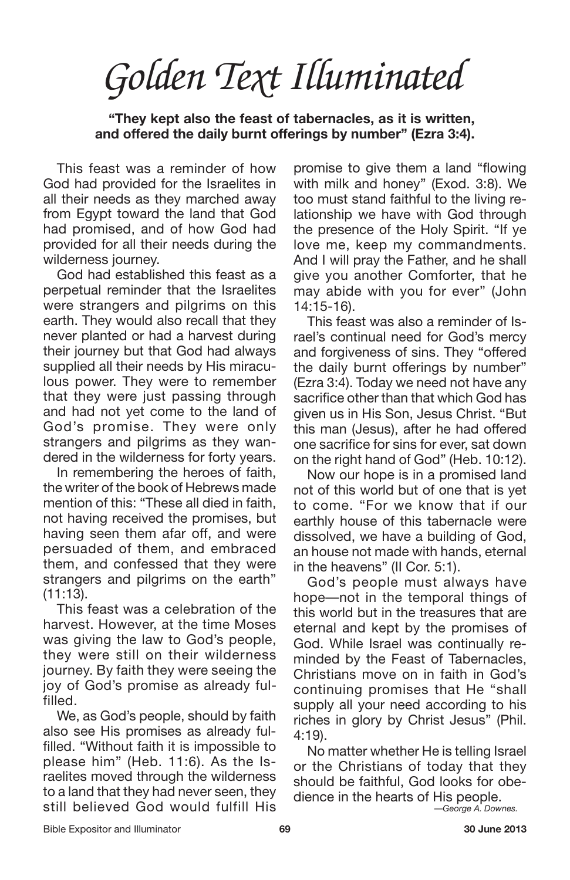# Golden Text Illuminated

**"They kept also the feast of tabernacles, as it is written, and offered the daily burnt offerings by number" (Ezra 3:4).**

This feast was a reminder of how God had provided for the Israelites in all their needs as they marched away from Egypt toward the land that God had promised, and of how God had provided for all their needs during the wilderness journey.

God had established this feast as a perpetual reminder that the Israelites were strangers and pilgrims on this earth. They would also recall that they never planted or had a harvest during their journey but that God had always supplied all their needs by His miraculous power. They were to remember that they were just passing through and had not yet come to the land of God's promise. They were only strangers and pilgrims as they wandered in the wilderness for forty years.

In remembering the heroes of faith, the writer of the book of Hebrews made mention of this: "These all died in faith, not having received the promises, but having seen them afar off, and were persuaded of them, and embraced them, and confessed that they were strangers and pilgrims on the earth" (11:13).

This feast was a celebration of the harvest. However, at the time Moses was giving the law to God's people, they were still on their wilderness journey. By faith they were seeing the joy of God's promise as already fulfilled.

We, as God's people, should by faith also see His promises as already fulfilled. "Without faith it is impossible to please him" (Heb. 11:6). As the Israelites moved through the wilderness to a land that they had never seen, they still believed God would fulfill His promise to give them a land "flowing with milk and honey" (Exod. 3:8). We too must stand faithful to the living relationship we have with God through the presence of the Holy Spirit. "If ye love me, keep my commandments. And I will pray the Father, and he shall give you another Comforter, that he may abide with you for ever" (John 14:15-16).

This feast was also a reminder of Israel's continual need for God's mercy and forgiveness of sins. They "offered the daily burnt offerings by number" (Ezra 3:4). Today we need not have any sacrifice other than that which God has given us in His Son, Jesus Christ. "But this man (Jesus), after he had offered one sacrifice for sins for ever, sat down on the right hand of God" (Heb. 10:12).

Now our hope is in a promised land not of this world but of one that is yet to come. "For we know that if our earthly house of this tabernacle were dissolved, we have a building of God, an house not made with hands, eternal in the heavens" (II Cor. 5:1).

God's people must always have hope—not in the temporal things of this world but in the treasures that are eternal and kept by the promises of God. While Israel was continually reminded by the Feast of Tabernacles, Christians move on in faith in God's continuing promises that He "shall supply all your need according to his riches in glory by Christ Jesus" (Phil. 4:19).

No matter whether He is telling Israel or the Christians of today that they should be faithful, God looks for obedience in the hearts of His people.

*—George A. Downes.*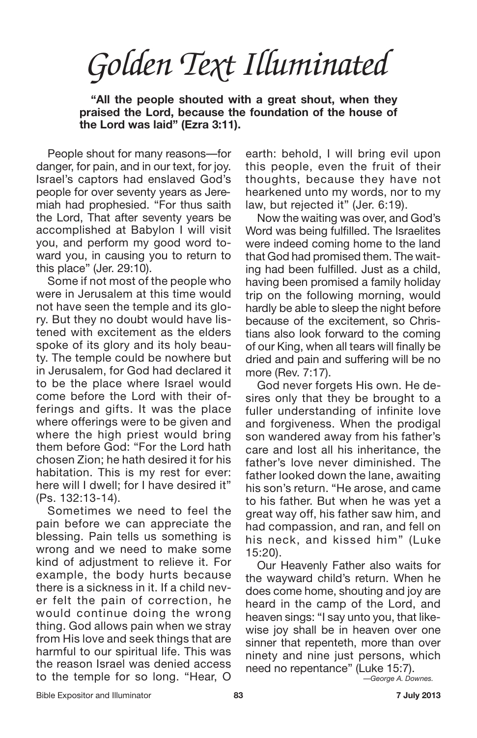# Golden Text Illuminated

**"All the people shouted with a great shout, when they praised the Lord, because the foundation of the house of the Lord was laid" (Ezra 3:11).**

People shout for many reasons—for danger, for pain, and in our text, for joy. Israel's captors had enslaved God's people for over seventy years as Jeremiah had prophesied. "For thus saith the Lord, That after seventy years be accomplished at Babylon I will visit you, and perform my good word toward you, in causing you to return to this place" (Jer. 29:10).

Some if not most of the people who were in Jerusalem at this time would not have seen the temple and its glory. But they no doubt would have listened with excitement as the elders spoke of its glory and its holy beauty. The temple could be nowhere but in Jerusalem, for God had declared it to be the place where Israel would come before the Lord with their offerings and gifts. It was the place where offerings were to be given and where the high priest would bring them before God: "For the Lord hath chosen Zion; he hath desired it for his habitation. This is my rest for ever: here will I dwell; for I have desired it" (Ps. 132:13-14).

Sometimes we need to feel the pain before we can appreciate the blessing. Pain tells us something is wrong and we need to make some kind of adjustment to relieve it. For example, the body hurts because there is a sickness in it. If a child never felt the pain of correction, he would continue doing the wrong thing. God allows pain when we stray from His love and seek things that are harmful to our spiritual life. This was the reason Israel was denied access to the temple for so long. "Hear, O earth: behold, I will bring evil upon this people, even the fruit of their thoughts, because they have not hearkened unto my words, nor to my law, but rejected it" (Jer. 6:19).

Now the waiting was over, and God's Word was being fulfilled. The Israelites were indeed coming home to the land that God had promised them. The waiting had been fulfilled. Just as a child, having been promised a family holiday trip on the following morning, would hardly be able to sleep the night before because of the excitement, so Christians also look forward to the coming of our King, when all tears will finally be dried and pain and suffering will be no more (Rev. 7:17).

God never forgets His own. He desires only that they be brought to a fuller understanding of infinite love and forgiveness. When the prodigal son wandered away from his father's care and lost all his inheritance, the father's love never diminished. The father looked down the lane, awaiting his son's return. "He arose, and came to his father. But when he was yet a great way off, his father saw him, and had compassion, and ran, and fell on his neck, and kissed him" (Luke 15:20).

Our Heavenly Father also waits for the wayward child's return. When he does come home, shouting and joy are heard in the camp of the Lord, and heaven sings: "I say unto you, that likewise joy shall be in heaven over one sinner that repenteth, more than over ninety and nine just persons, which need no repentance" (Luke 15:7).

*—George A. Downes.*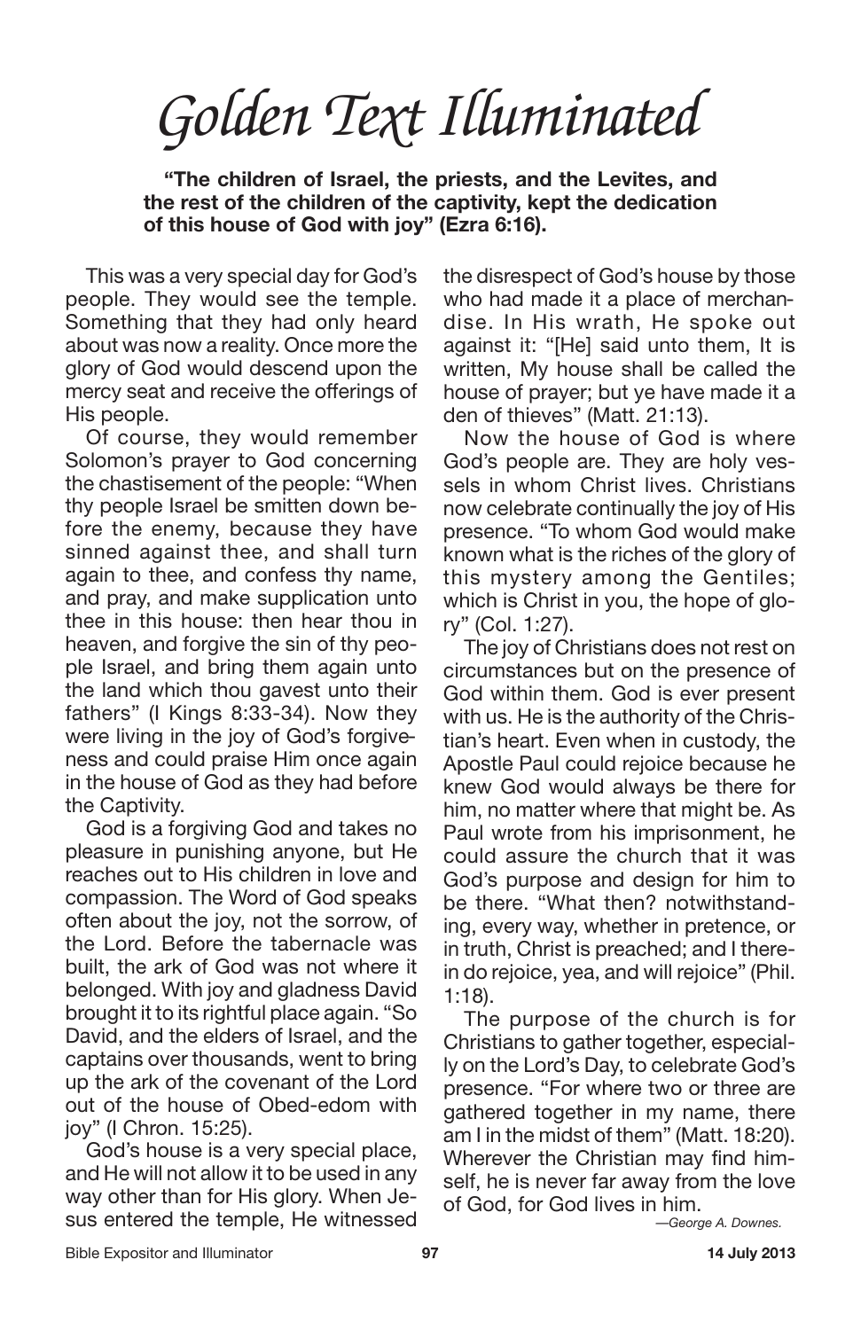# Golden Text Illuminated

**"The children of Israel, the priests, and the Levites, and the rest of the children of the captivity, kept the dedication of this house of God with joy" (Ezra 6:16).**

This was a very special day for God's people. They would see the temple. Something that they had only heard about was now a reality. Once more the glory of God would descend upon the mercy seat and receive the offerings of His people.

Of course, they would remember Solomon's prayer to God concerning the chastisement of the people: "When thy people Israel be smitten down before the enemy, because they have sinned against thee, and shall turn again to thee, and confess thy name, and pray, and make supplication unto thee in this house: then hear thou in heaven, and forgive the sin of thy people Israel, and bring them again unto the land which thou gavest unto their fathers" (I Kings 8:33-34). Now they were living in the joy of God's forgiveness and could praise Him once again in the house of God as they had before the Captivity.

God is a forgiving God and takes no pleasure in punishing anyone, but He reaches out to His children in love and compassion. The Word of God speaks often about the joy, not the sorrow, of the Lord. Before the tabernacle was built, the ark of God was not where it belonged. With joy and gladness David brought it to its rightful place again. "So David, and the elders of Israel, and the captains over thousands, went to bring up the ark of the covenant of the Lord out of the house of Obed-edom with joy" (I Chron. 15:25).

God's house is a very special place, and He will not allow it to be used in any way other than for His glory. When Jesus entered the temple, He witnessed the disrespect of God's house by those who had made it a place of merchandise. In His wrath, He spoke out against it: "[He] said unto them, It is written, My house shall be called the house of prayer; but ye have made it a den of thieves" (Matt. 21:13).

Now the house of God is where God's people are. They are holy vessels in whom Christ lives. Christians now celebrate continually the joy of His presence. "To whom God would make known what is the riches of the glory of this mystery among the Gentiles; which is Christ in you, the hope of glory" (Col. 1:27).

The joy of Christians does not rest on circumstances but on the presence of God within them. God is ever present with us. He is the authority of the Christian's heart. Even when in custody, the Apostle Paul could rejoice because he knew God would always be there for him, no matter where that might be. As Paul wrote from his imprisonment, he could assure the church that it was God's purpose and design for him to be there. "What then? notwithstanding, every way, whether in pretence, or in truth, Christ is preached; and I therein do rejoice, yea, and will rejoice" (Phil. 1:18).

The purpose of the church is for Christians to gather together, especially on the Lord's Day, to celebrate God's presence. "For where two or three are gathered together in my name, there am I in the midst of them" (Matt. 18:20). Wherever the Christian may find himself, he is never far away from the love of God, for God lives in him.

*—George A. Downes.*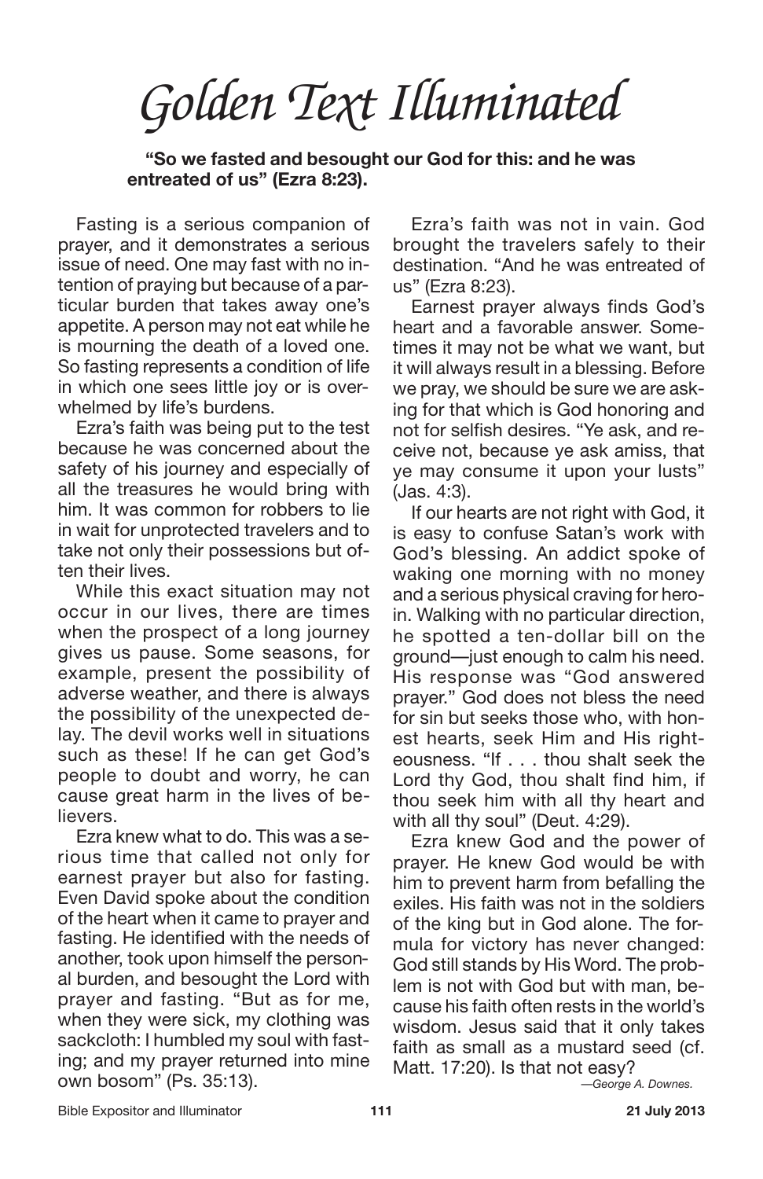# *Golden Text Illuminated*

**"So we fasted and besought our God for this: and he was entreated of us" (Ezra 8:23).**

Fasting is a serious companion of prayer, and it demonstrates a serious issue of need. One may fast with no intention of praying but because of a particular burden that takes away one's appetite. A person may not eat while he is mourning the death of a loved one. So fasting represents a condition of life in which one sees little joy or is overwhelmed by life's burdens.

Ezra's faith was being put to the test because he was concerned about the safety of his journey and especially of all the treasures he would bring with him. It was common for robbers to lie in wait for unprotected travelers and to take not only their possessions but often their lives.

While this exact situation may not occur in our lives, there are times when the prospect of a long journey gives us pause. Some seasons, for example, present the possibility of adverse weather, and there is always the possibility of the unexpected delay. The devil works well in situations such as these! If he can get God's people to doubt and worry, he can cause great harm in the lives of believers.

Ezra knew what to do. This was a serious time that called not only for earnest prayer but also for fasting. Even David spoke about the condition of the heart when it came to prayer and fasting. He identified with the needs of another, took upon himself the personal burden, and besought the Lord with prayer and fasting. "But as for me, when they were sick, my clothing was sackcloth: I humbled my soul with fasting; and my prayer returned into mine own bosom" (Ps. 35:13).

Ezra's faith was not in vain. God brought the travelers safely to their destination. "And he was entreated of us" (Ezra 8:23).

Earnest prayer always finds God's heart and a favorable answer. Sometimes it may not be what we want, but it will always result in a blessing. Before we pray, we should be sure we are asking for that which is God honoring and not for selfish desires. "Ye ask, and receive not, because ye ask amiss, that ye may consume it upon your lusts" (Jas. 4:3).

If our hearts are not right with God, it is easy to confuse Satan's work with God's blessing. An addict spoke of waking one morning with no money and a serious physical craving for heroin. Walking with no particular direction, he spotted a ten-dollar bill on the ground—just enough to calm his need. His response was "God answered prayer." God does not bless the need for sin but seeks those who, with honest hearts, seek Him and His righteousness. "If . . . thou shalt seek the Lord thy God, thou shalt find him, if thou seek him with all thy heart and with all thy soul" (Deut. 4:29).

Ezra knew God and the power of prayer. He knew God would be with him to prevent harm from befalling the exiles. His faith was not in the soldiers of the king but in God alone. The formula for victory has never changed: God still stands by His Word. The problem is not with God but with man, because his faith often rests in the world's wisdom. Jesus said that it only takes faith as small as a mustard seed (cf. Matt. 17:20). Is that not easy?

*—George A. Downes.*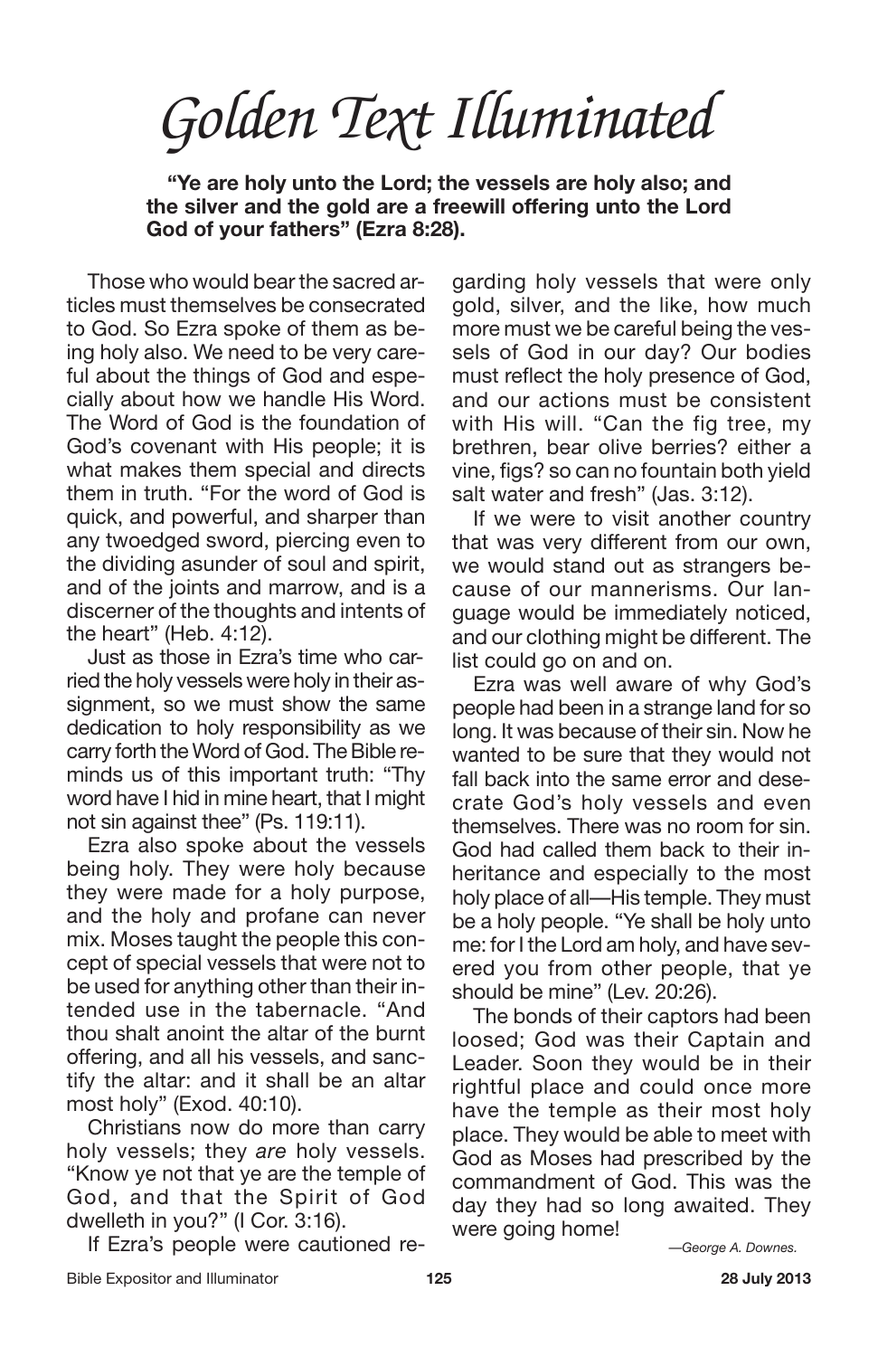# Golden Text Illuminated

**"Ye are holy unto the Lord; the vessels are holy also; and the silver and the gold are a freewill offering unto the Lord God of your fathers" (Ezra 8:28).**

Those who would bear the sacred articles must themselves be consecrated to God. So Ezra spoke of them as being holy also. We need to be very careful about the things of God and especially about how we handle His Word. The Word of God is the foundation of God's covenant with His people; it is what makes them special and directs them in truth. "For the word of God is quick, and powerful, and sharper than any twoedged sword, piercing even to the dividing asunder of soul and spirit, and of the joints and marrow, and is a discerner of the thoughts and intents of the heart" (Heb. 4:12).

Just as those in Ezra's time who carried the holy vessels were holy in their assignment, so we must show the same dedication to holy responsibility as we carry forth the Word of God. The Bible reminds us of this important truth: "Thy word have I hid in mine heart, that I might not sin against thee" (Ps. 119:11).

Ezra also spoke about the vessels being holy. They were holy because they were made for a holy purpose, and the holy and profane can never mix. Moses taught the people this concept of special vessels that were not to be used for anything other than their intended use in the tabernacle. "And thou shalt anoint the altar of the burnt offering, and all his vessels, and sanctify the altar: and it shall be an altar most holy" (Exod. 40:10).

Christians now do more than carry holy vessels; they *are* holy vessels. "Know ye not that ye are the temple of God, and that the Spirit of God dwelleth in you?" (I Cor. 3:16).

If Ezra's people were cautioned regarding holy vessels that were only gold, silver, and the like, how much more must we be careful being the vessels of God in our day? Our bodies must reflect the holy presence of God, and our actions must be consistent with His will. "Can the fig tree, my brethren, bear olive berries? either a vine, figs? so can no fountain both yield salt water and fresh" (Jas. 3:12).

If we were to visit another country that was very different from our own, we would stand out as strangers because of our mannerisms. Our language would be immediately noticed, and our clothing might be different. The list could go on and on.

Ezra was well aware of why God's people had been in a strange land for so long. It was because of their sin. Now he wanted to be sure that they would not fall back into the same error and desecrate God's holy vessels and even themselves. There was no room for sin. God had called them back to their inheritance and especially to the most holy place of all—His temple. They must be a holy people. "Ye shall be holy unto me: for I the Lord am holy, and have severed you from other people, that ye should be mine" (Lev. 20:26).

The bonds of their captors had been loosed; God was their Captain and Leader. Soon they would be in their rightful place and could once more have the temple as their most holy place. They would be able to meet with God as Moses had prescribed by the commandment of God. This was the day they had so long awaited. They were going home!

*—George A. Downes.*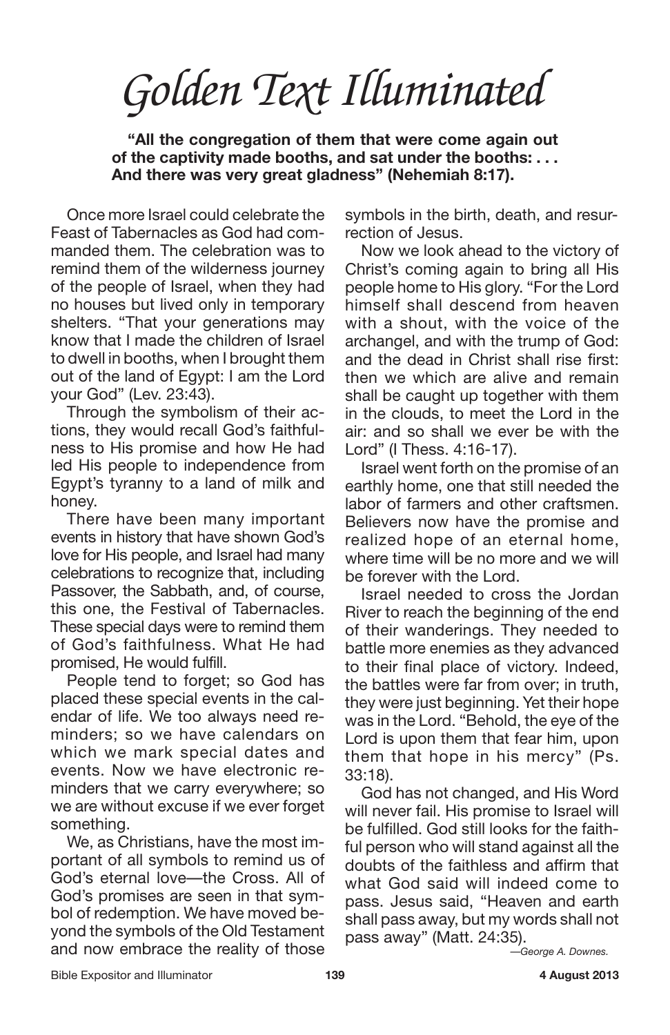# *Golden Text Illuminated*

**"All the congregation of them that were come again out of the captivity made booths, and sat under the booths: . . . And there was very great gladness" (Nehemiah 8:17).**

Once more Israel could celebrate the Feast of Tabernacles as God had commanded them. The celebration was to remind them of the wilderness journey of the people of Israel, when they had no houses but lived only in temporary shelters. "That your generations may know that I made the children of Israel to dwell in booths, when I brought them out of the land of Egypt: I am the Lord your God" (Lev. 23:43).

Through the symbolism of their actions, they would recall God's faithfulness to His promise and how He had led His people to independence from Egypt's tyranny to a land of milk and honey.

There have been many important events in history that have shown God's love for His people, and Israel had many celebrations to recognize that, including Passover, the Sabbath, and, of course, this one, the Festival of Tabernacles. These special days were to remind them of God's faithfulness. What He had promised, He would fulfill.

People tend to forget; so God has placed these special events in the calendar of life. We too always need reminders; so we have calendars on which we mark special dates and events. Now we have electronic reminders that we carry everywhere; so we are without excuse if we ever forget something.

We, as Christians, have the most important of all symbols to remind us of God's eternal love—the Cross. All of God's promises are seen in that symbol of redemption. We have moved beyond the symbols of the Old Testament and now embrace the reality of those symbols in the birth, death, and resurrection of Jesus.

Now we look ahead to the victory of Christ's coming again to bring all His people home to His glory. "For the Lord himself shall descend from heaven with a shout, with the voice of the archangel, and with the trump of God: and the dead in Christ shall rise first: then we which are alive and remain shall be caught up together with them in the clouds, to meet the Lord in the air: and so shall we ever be with the Lord" (I Thess. 4:16-17).

Israel went forth on the promise of an earthly home, one that still needed the labor of farmers and other craftsmen. Believers now have the promise and realized hope of an eternal home, where time will be no more and we will be forever with the Lord.

Israel needed to cross the Jordan River to reach the beginning of the end of their wanderings. They needed to battle more enemies as they advanced to their final place of victory. Indeed, the battles were far from over; in truth, they were just beginning. Yet their hope was in the Lord. "Behold, the eye of the Lord is upon them that fear him, upon them that hope in his mercy" (Ps. 33:18).

God has not changed, and His Word will never fail. His promise to Israel will be fulfilled. God still looks for the faithful person who will stand against all the doubts of the faithless and affirm that what God said will indeed come to pass. Jesus said, "Heaven and earth shall pass away, but my words shall not pass away" (Matt. 24:35).

*—George A. Downes.*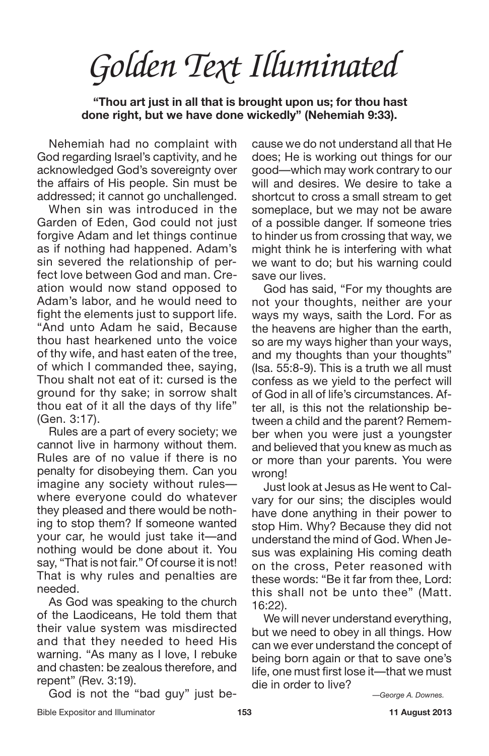# Golden Text Illuminated

**"Thou art just in all that is brought upon us; for thou hast done right, but we have done wickedly" (Nehemiah 9:33).**

Nehemiah had no complaint with God regarding Israel's captivity, and he acknowledged God's sovereignty over the affairs of His people. Sin must be addressed; it cannot go unchallenged.

When sin was introduced in the Garden of Eden, God could not just forgive Adam and let things continue as if nothing had happened. Adam's sin severed the relationship of perfect love between God and man. Creation would now stand opposed to Adam's labor, and he would need to fight the elements just to support life. "And unto Adam he said, Because thou hast hearkened unto the voice of thy wife, and hast eaten of the tree, of which I commanded thee, saying, Thou shalt not eat of it: cursed is the ground for thy sake; in sorrow shalt thou eat of it all the days of thy life" (Gen. 3:17).

Rules are a part of every society; we cannot live in harmony without them. Rules are of no value if there is no penalty for disobeying them. Can you imagine any society without rules—where everyone could do whatever they pleased and there would be nothing to stop them? If someone wanted your car, he would just take it—and nothing would be done about it. You say, "That is not fair." Of course it is not! That is why rules and penalties are needed.

As God was speaking to the church of the Laodiceans, He told them that their value system was misdirected and that they needed to heed His warning. "As many as I love, I rebuke and chasten: be zealous therefore, and repent" (Rev. 3:19).

God is not the "bad guy" just because we do not understand all that He does; He is working out things for our good—which may work contrary to our will and desires. We desire to take a shortcut to cross a small stream to get someplace, but we may not be aware of a possible danger. If someone tries to hinder us from crossing that way, we might think he is interfering with what we want to do; but his warning could save our lives.

God has said, "For my thoughts are not your thoughts, neither are your ways my ways, saith the Lord. For as the heavens are higher than the earth, so are my ways higher than your ways, and my thoughts than your thoughts" (Isa. 55:8-9). This is a truth we all must confess as we yield to the perfect will of God in all of life's circumstances. After all, is this not the relationship between a child and the parent? Remember when you were just a youngster and believed that you knew as much as or more than your parents. You were wrong!

Just look at Jesus as He went to Calvary for our sins; the disciples would have done anything in their power to stop Him. Why? Because they did not understand the mind of God. When Jesus was explaining His coming death on the cross, Peter reasoned with these words: "Be it far from thee, Lord: this shall not be unto thee" (Matt. 16:22).

We will never understand everything, but we need to obey in all things. How can we ever understand the concept of being born again or that to save one's life, one must first lose it—that we must die in order to live?

*—George A. Downes.*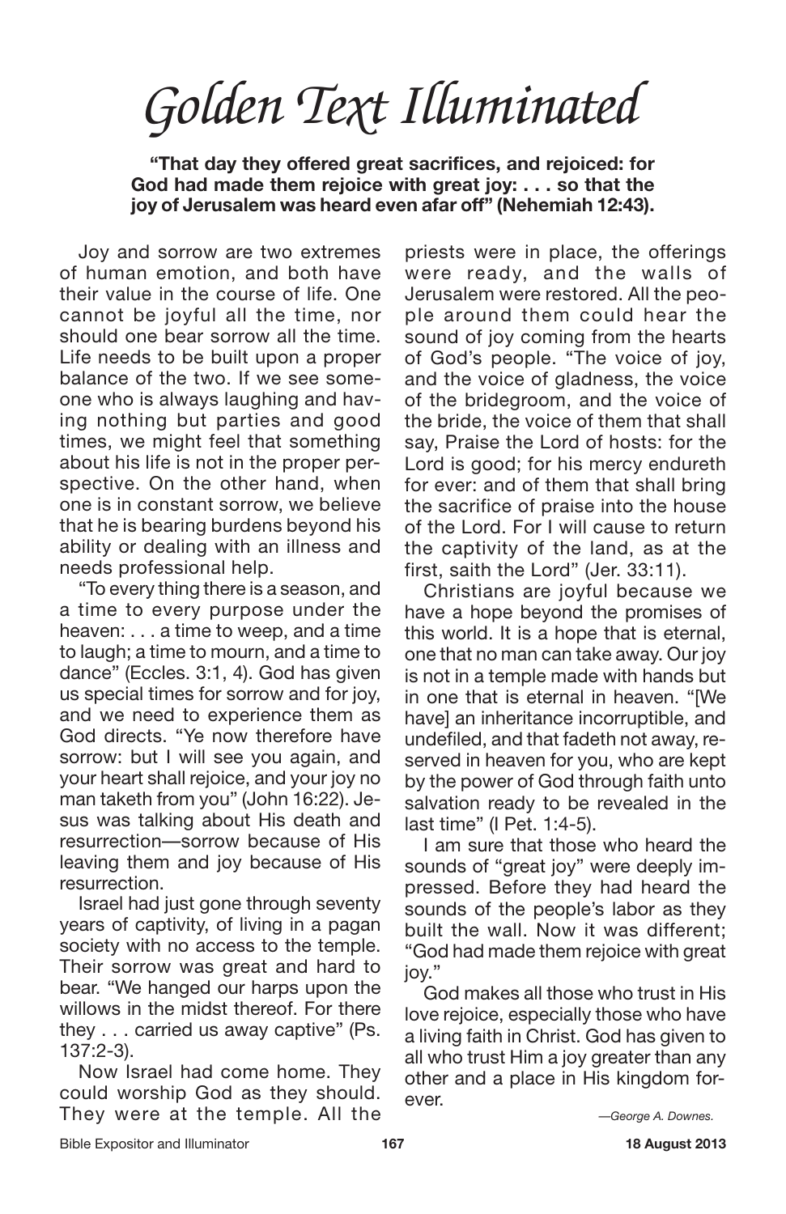# Golden Text Illuminated

**"That day they offered great sacrifices, and rejoiced: for God had made them rejoice with great joy: . . . so that the joy of Jerusalem was heard even afar off" (Nehemiah 12:43).**

Joy and sorrow are two extremes of human emotion, and both have their value in the course of life. One cannot be joyful all the time, nor should one bear sorrow all the time. Life needs to be built upon a proper balance of the two. If we see someone who is always laughing and having nothing but parties and good times, we might feel that something about his life is not in the proper perspective. On the other hand, when one is in constant sorrow, we believe that he is bearing burdens beyond his ability or dealing with an illness and needs professional help.

"To every thing there is a season, and a time to every purpose under the heaven: . . . a time to weep, and a time to laugh; a time to mourn, and a time to dance" (Eccles. 3:1, 4). God has given us special times for sorrow and for joy, and we need to experience them as God directs. "Ye now therefore have sorrow: but I will see you again, and your heart shall rejoice, and your joy no man taketh from you" (John 16:22). Jesus was talking about His death and resurrection—sorrow because of His leaving them and joy because of His resurrection.

Israel had just gone through seventy years of captivity, of living in a pagan society with no access to the temple. Their sorrow was great and hard to bear. "We hanged our harps upon the willows in the midst thereof. For there they . . . carried us away captive" (Ps. 137:2-3).

Now Israel had come home. They could worship God as they should. They were at the temple. All the priests were in place, the offerings were ready, and the walls of Jerusalem were restored. All the people around them could hear the sound of joy coming from the hearts of God's people. "The voice of joy, and the voice of gladness, the voice of the bridegroom, and the voice of the bride, the voice of them that shall say, Praise the Lord of hosts: for the Lord is good; for his mercy endureth for ever: and of them that shall bring the sacrifice of praise into the house of the Lord. For I will cause to return the captivity of the land, as at the first, saith the Lord" (Jer. 33:11).

Christians are joyful because we have a hope beyond the promises of this world. It is a hope that is eternal, one that no man can take away. Our joy is not in a temple made with hands but in one that is eternal in heaven. "[We have] an inheritance incorruptible, and undefiled, and that fadeth not away, reserved in heaven for you, who are kept by the power of God through faith unto salvation ready to be revealed in the last time" (I Pet. 1:4-5).

I am sure that those who heard the sounds of "great joy" were deeply impressed. Before they had heard the sounds of the people's labor as they built the wall. Now it was different; "God had made them rejoice with great joy."

God makes all those who trust in His love rejoice, especially those who have a living faith in Christ. God has given to all who trust Him a joy greater than any other and a place in His kingdom forever.

*—George A. Downes.*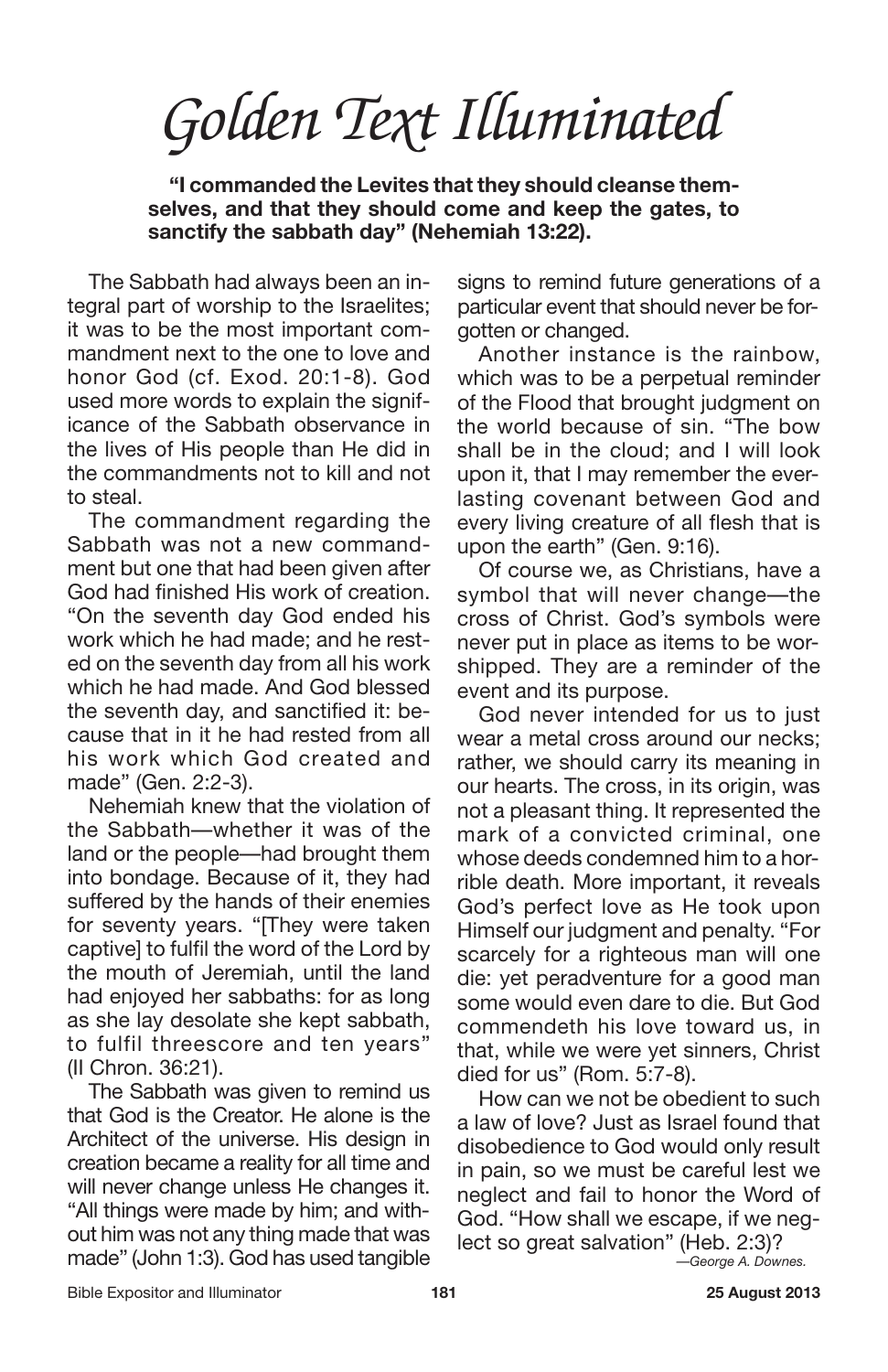# Golden Text Illuminated

**"I commanded the Levites that they should cleanse themselves, and that they should come and keep the gates, to sanctify the sabbath day" (Nehemiah 13:22).**

The Sabbath had always been an integral part of worship to the Israelites; it was to be the most important commandment next to the one to love and honor God (cf. Exod. 20:1-8). God used more words to explain the significance of the Sabbath observance in the lives of His people than He did in the commandments not to kill and not to steal.

The commandment regarding the Sabbath was not a new commandment but one that had been given after God had finished His work of creation. "On the seventh day God ended his work which he had made; and he rested on the seventh day from all his work which he had made. And God blessed the seventh day, and sanctified it: because that in it he had rested from all his work which God created and made" (Gen. 2:2-3).

Nehemiah knew that the violation of the Sabbath—whether it was of the land or the people—had brought them into bondage. Because of it, they had suffered by the hands of their enemies for seventy years. "[They were taken captive] to fulfil the word of the Lord by the mouth of Jeremiah, until the land had enjoyed her sabbaths: for as long as she lay desolate she kept sabbath, to fulfil threescore and ten years" (II Chron. 36:21).

The Sabbath was given to remind us that God is the Creator. He alone is the Architect of the universe. His design in creation became a reality for all time and will never change unless He changes it. "All things were made by him; and without him was not any thing made that was made" (John 1:3). God has used tangible signs to remind future generations of a particular event that should never be forgotten or changed.

Another instance is the rainbow, which was to be a perpetual reminder of the Flood that brought judgment on the world because of sin. "The bow shall be in the cloud; and I will look upon it, that I may remember the everlasting covenant between God and every living creature of all flesh that is upon the earth" (Gen. 9:16).

Of course we, as Christians, have a symbol that will never change—the cross of Christ. God's symbols were never put in place as items to be worshipped. They are a reminder of the event and its purpose.

God never intended for us to just wear a metal cross around our necks; rather, we should carry its meaning in our hearts. The cross, in its origin, was not a pleasant thing. It represented the mark of a convicted criminal, one whose deeds condemned him to a horrible death. More important, it reveals God's perfect love as He took upon Himself our judgment and penalty. "For scarcely for a righteous man will one die: yet peradventure for a good man some would even dare to die. But God commendeth his love toward us, in that, while we were yet sinners, Christ died for us" (Rom. 5:7-8).

How can we not be obedient to such a law of love? Just as Israel found that disobedience to God would only result in pain, so we must be careful lest we neglect and fail to honor the Word of God. "How shall we escape, if we neglect so great salvation" (Heb. 2:3)?

*—George A. Downes.*